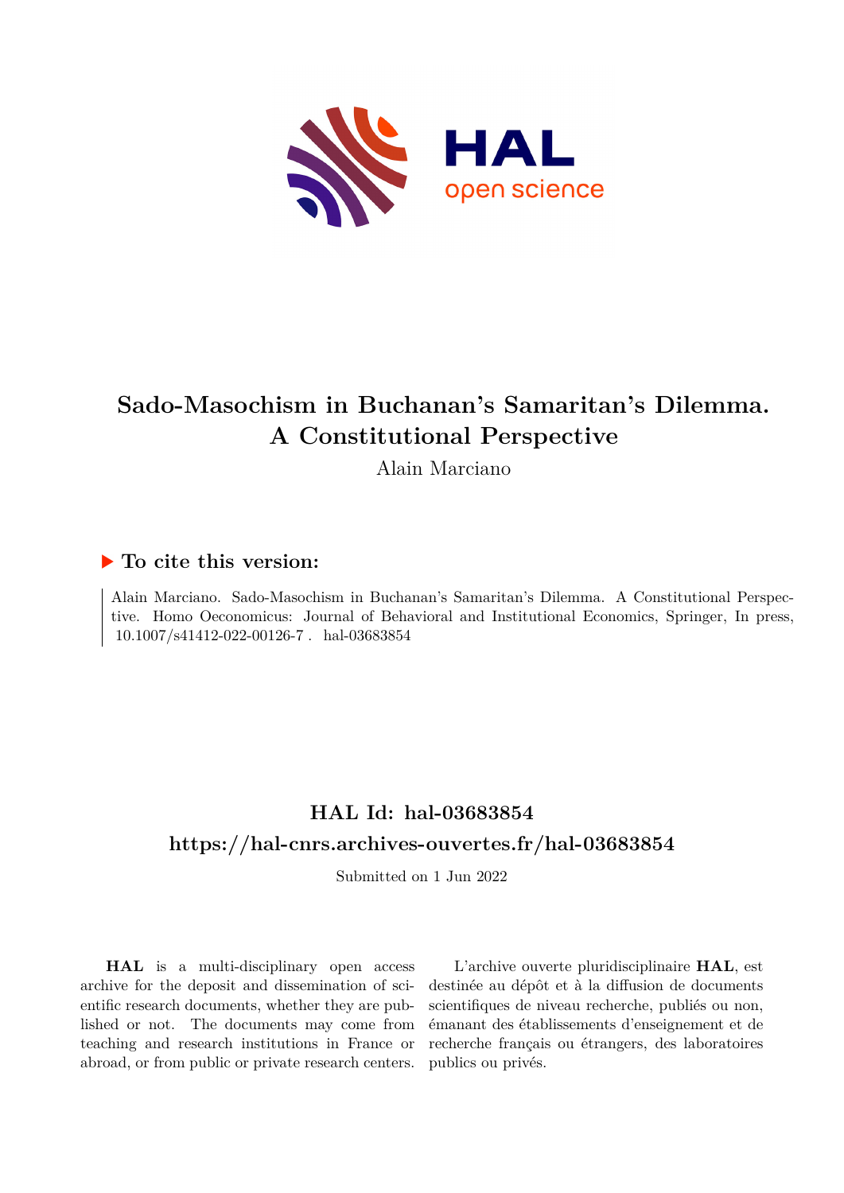# Sado-Masochism in Buchanan's Samaritan's Dilemma. A Constitutional Perspective

Alain Marciano

## ▶ To cite this version:

Alain Marciano. Sado-Masochism in Buchanan's Samaritan's Dilemma. A Constitutional Perspective. Homo Oeconomicus: Journal of Behavioral and Institutional Economics, Springer, In press, 10.1007/s41412-022-00126-7 . hal-03683854

## HAL Id: hal-03683854

## https://hal-cnrs.archives-ouvertes.fr/hal-03683854

Submitted on 1 Jun 2022

**HAL** is a multi-disciplinary open access archive for the deposit and dissemination of scientific research documents, whether they are published or not. The documents may come from teaching and research institutions in France or abroad, or from public or private research centers.

L'archive ouverte pluridisciplinaire **HAL**, est destinée au dépôt et à la diffusion de documents scientifiques de niveau recherche, publiés ou non, émanant des établissements d'enseignement et de recherche français ou étrangers, des laboratoires publics ou privés.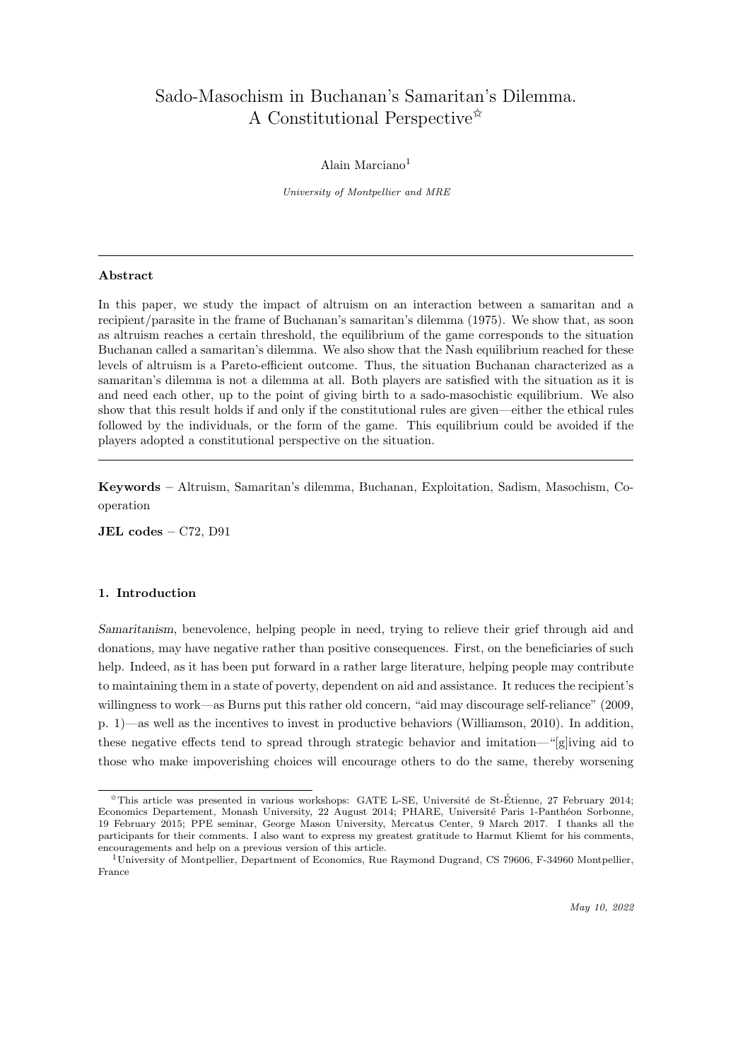# Sado-Masochism in Buchanan's Samaritan's Dilemma. A Constitutional Perspective[☆]

Alain Marciano[1]

*University of Montpellier and MRE*

---

### Abstract

In this paper, we study the impact of altruism on an interaction between a samaritan and a recipient/parasite in the frame of Buchanan's samaritan's dilemma (1975). We show that, as soon as altruism reaches a certain threshold, the equilibrium of the game corresponds to the situation Buchanan called a samaritan's dilemma. We also show that the Nash equilibrium reached for these levels of altruism is a Pareto-efficient outcome. Thus, the situation Buchanan characterized as a samaritan's dilemma is not a dilemma at all. Both players are satisfied with the situation as it is and need each other, up to the point of giving birth to a sado-masochistic equilibrium. We also show that this result holds if and only if the constitutional rules are given—either the ethical rules followed by the individuals, or the form of the game. This equilibrium could be avoided if the players adopted a constitutional perspective on the situation.

---

**Keywords** – Altruism, Samaritan's dilemma, Buchanan, Exploitation, Sadism, Masochism, Cooperation

**JEL codes** – C72, D91

### 1. Introduction

*Samaritanism*, benevolence, helping people in need, trying to relieve their grief through aid and donations, may have negative rather than positive consequences. First, on the beneficiaries of such help. Indeed, as it has been put forward in a rather large literature, helping people may contribute to maintaining them in a state of poverty, dependent on aid and assistance. It reduces the recipient's willingness to work—as Burns put this rather old concern, "aid may discourage self-reliance" (2009, p. 1)—as well as the incentives to invest in productive behaviors (Williamson, 2010). In addition, these negative effects tend to spread through strategic behavior and imitation—"[g]iving aid to those who make impoverishing choices will encourage others to do the same, thereby worsening

---

[☆] This article was presented in various workshops: GATE L-SE, Université de St-Étienne, 27 February 2014; Economics Departement, Monash University, 22 August 2014; PHARE, Université Paris 1-Panthéon Sorbonne, 19 February 2015; PPE seminar, George Mason University, Mercatus Center, 9 March 2017. I thanks all the participants for their comments. I also want to express my greatest gratitude to Harmut Kliemt for his comments, encouragements and help on a previous version of this article.

[1] University of Montpellier, Department of Economics, Rue Raymond Dugrand, CS 79606, F-34960 Montpellier, France

*May 10, 2022*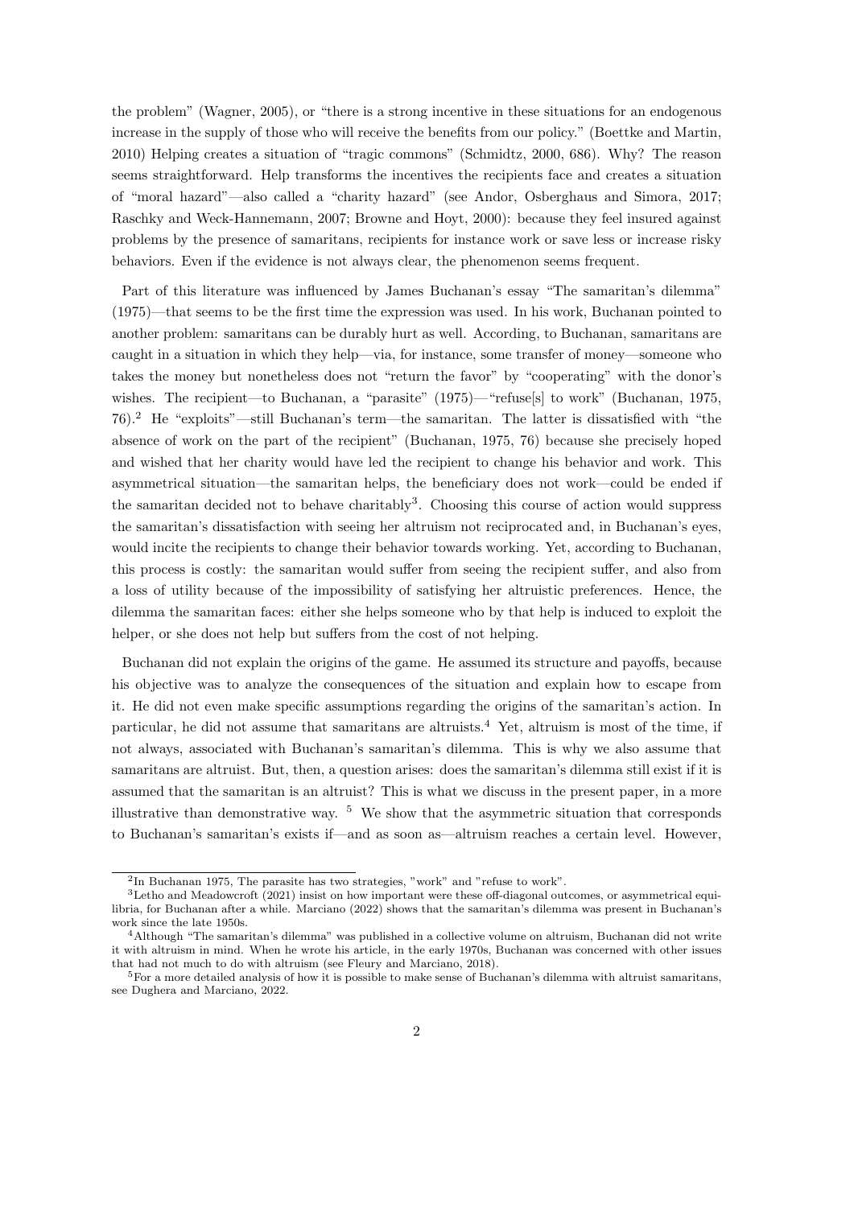the problem" (Wagner, 2005), or "there is a strong incentive in these situations for an endogenous increase in the supply of those who will receive the benefits from our policy." (Boettke and Martin, 2010) Helping creates a situation of "tragic commons" (Schmidtz, 2000, 686). Why? The reason seems straightforward. Help transforms the incentives the recipients face and creates a situation of "moral hazard"—also called a "charity hazard" (see Andor, Osberghaus and Simora, 2017; Raschky and Weck-Hannemann, 2007; Browne and Hoyt, 2000): because they feel insured against problems by the presence of samaritans, recipients for instance work or save less or increase risky behaviors. Even if the evidence is not always clear, the phenomenon seems frequent.

Part of this literature was influenced by James Buchanan's essay "The samaritan's dilemma" (1975)—that seems to be the first time the expression was used. In his work, Buchanan pointed to another problem: samaritans can be durably hurt as well. According, to Buchanan, samaritans are caught in a situation in which they help—via, for instance, some transfer of money—someone who takes the money but nonetheless does not "return the favor" by "cooperating" with the donor's wishes. The recipient—to Buchanan, a "parasite" (1975)—"refuse[s] to work" (Buchanan, 1975, 76).[2] He "exploits"—still Buchanan's term—the samaritan. The latter is dissatisfied with "the absence of work on the part of the recipient" (Buchanan, 1975, 76) because she precisely hoped and wished that her charity would have led the recipient to change his behavior and work. This asymmetrical situation—the samaritan helps, the beneficiary does not work—could be ended if the samaritan decided not to behave charitably[3]. Choosing this course of action would suppress the samaritan's dissatisfaction with seeing her altruism not reciprocated and, in Buchanan's eyes, would incite the recipients to change their behavior towards working. Yet, according to Buchanan, this process is costly: the samaritan would suffer from seeing the recipient suffer, and also from a loss of utility because of the impossibility of satisfying her altruistic preferences. Hence, the dilemma the samaritan faces: either she helps someone who by that help is induced to exploit the helper, or she does not help but suffers from the cost of not helping.

Buchanan did not explain the origins of the game. He assumed its structure and payoffs, because his objective was to analyze the consequences of the situation and explain how to escape from it. He did not even make specific assumptions regarding the origins of the samaritan's action. In particular, he did not assume that samaritans are altruists.[4] Yet, altruism is most of the time, if not always, associated with Buchanan's samaritan's dilemma. This is why we also assume that samaritans are altruist. But, then, a question arises: does the samaritan's dilemma still exist if it is assumed that the samaritan is an altruist? This is what we discuss in the present paper, in a more illustrative than demonstrative way. [5] We show that the asymmetric situation that corresponds to Buchanan's samaritan's exists if—and as soon as—altruism reaches a certain level. However,

[2] In Buchanan 1975, The parasite has two strategies, "work" and "refuse to work".

[3] Letho and Meadowcroft (2021) insist on how important were these off-diagonal outcomes, or asymmetrical equilibria, for Buchanan after a while. Marciano (2022) shows that the samaritan's dilemma was present in Buchanan's work since the late 1950s.

[4] Although "The samaritan's dilemma" was published in a collective volume on altruism, Buchanan did not write it with altruism in mind. When he wrote his article, in the early 1970s, Buchanan was concerned with other issues that had not much to do with altruism (see Fleury and Marciano, 2018).

[5] For a more detailed analysis of how it is possible to make sense of Buchanan's dilemma with altruist samaritans, see Dughera and Marciano, 2022.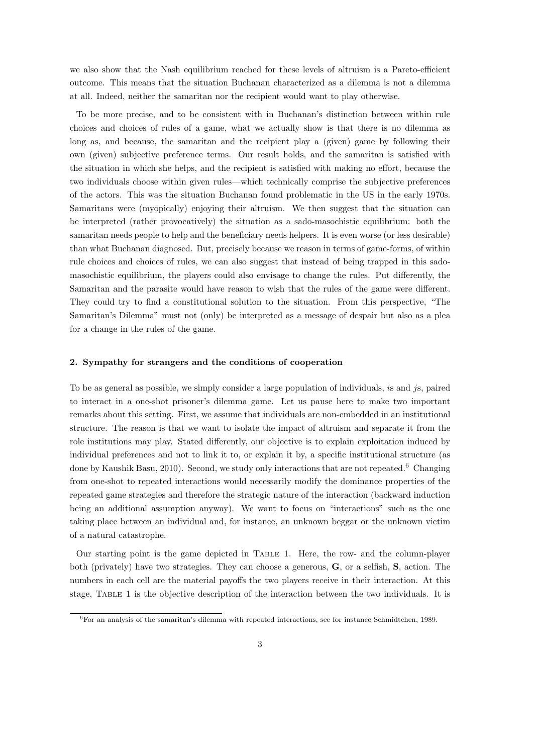we also show that the Nash equilibrium reached for these levels of altruism is a Pareto-efficient outcome. This means that the situation Buchanan characterized as a dilemma is not a dilemma at all. Indeed, neither the samaritan nor the recipient would want to play otherwise.

To be more precise, and to be consistent with in Buchanan's distinction between within rule choices and choices of rules of a game, what we actually show is that there is no dilemma as long as, and because, the samaritan and the recipient play a (given) game by following their own (given) subjective preference terms. Our result holds, and the samaritan is satisfied with the situation in which she helps, and the recipient is satisfied with making no effort, because the two individuals choose within given rules—which technically comprise the subjective preferences of the actors. This was the situation Buchanan found problematic in the US in the early 1970s. Samaritans were (myopically) enjoying their altruism. We then suggest that the situation can be interpreted (rather provocatively) the situation as a sado-masochistic equilibrium: both the samaritan needs people to help and the beneficiary needs helpers. It is even worse (or less desirable) than what Buchanan diagnosed. But, precisely because we reason in terms of game-forms, of within rule choices and choices of rules, we can also suggest that instead of being trapped in this sado-masochistic equilibrium, the players could also envisage to change the rules. Put differently, the Samaritan and the parasite would have reason to wish that the rules of the game were different. They could try to find a constitutional solution to the situation. From this perspective, "The Samaritan's Dilemma" must not (only) be interpreted as a message of despair but also as a plea for a change in the rules of the game.

## 2. Sympathy for strangers and the conditions of cooperation

To be as general as possible, we simply consider a large population of individuals, *i*s and *j*s, paired to interact in a one-shot prisoner's dilemma game. Let us pause here to make two important remarks about this setting. First, we assume that individuals are non-embedded in an institutional structure. The reason is that we want to isolate the impact of altruism and separate it from the role institutions may play. Stated differently, our objective is to explain exploitation induced by individual preferences and not to link it to, or explain it by, a specific institutional structure (as done by Kaushik Basu, 2010). Second, we study only interactions that are not repeated.[6] Changing from one-shot to repeated interactions would necessarily modify the dominance properties of the repeated game strategies and therefore the strategic nature of the interaction (backward induction being an additional assumption anyway). We want to focus on "interactions" such as the one taking place between an individual and, for instance, an unknown beggar or the unknown victim of a natural catastrophe.

Our starting point is the game depicted in Table 1. Here, the row- and the column-player both (privately) have two strategies. They can choose a generous, **G**, or a selfish, **S**, action. The numbers in each cell are the material payoffs the two players receive in their interaction. At this stage, Table 1 is the objective description of the interaction between the two individuals. It is

[6] For an analysis of the samaritan's dilemma with repeated interactions, see for instance Schmidtchen, 1989.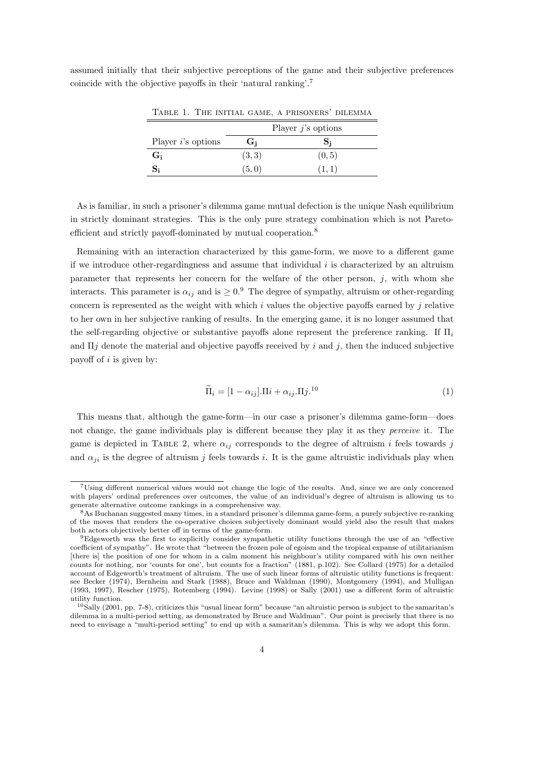assumed initially that their subjective perceptions of the game and their subjective preferences coincide with the objective payoffs in their 'natural ranking'.[7]

Table 1. The initial game, a prisoners' dilemma

| | Player $j$'s options | |
|---|---|---|
| Player $i$'s options | $\mathbf{G_j}$ | $\mathbf{S_j}$ |
| $\mathbf{G_i}$ | $(3,3)$ | $(0,5)$ |
| $\mathbf{S_i}$ | $(5,0)$ | $(1,1)$ |

As is familiar, in such a prisoner's dilemma game mutual defection is the unique Nash equilibrium in strictly dominant strategies. This is the only pure strategy combination which is not Pareto-efficient and strictly payoff-dominated by mutual cooperation.[8]

Remaining with an interaction characterized by this game-form, we move to a different game if we introduce other-regardingness and assume that individual $i$ is characterized by an altruism parameter that represents her concern for the welfare of the other person, $j$, with whom she interacts. This parameter is $\alpha_{ij}$ and is $\geq 0$.[9] The degree of sympathy, altruism or other-regarding concern is represented as the weight with which $i$ values the objective payoffs earned by $j$ relative to her own in her subjective ranking of results. In the emerging game, it is no longer assumed that the self-regarding objective or substantive payoffs alone represent the preference ranking. If $\Pi_i$ and $\Pi j$ denote the material and objective payoffs received by $i$ and $j$, then the induced subjective payoff of $i$ is given by:

$$\widetilde{\Pi}_i = [1 - \alpha_{ij}].\Pi i + \alpha_{ij}.\Pi j.^{10} \tag{1}$$

This means that, although the game-form—in our case a prisoner's dilemma game-form—does not change, the game individuals play is different because they play it as they *perceive* it. The game is depicted in Table 2, where $\alpha_{ij}$ corresponds to the degree of altruism $i$ feels towards $j$ and $\alpha_{ji}$ is the degree of altruism $j$ feels towards $i$. It is the game altruistic individuals play when

---

[7] Using different numerical values would not change the logic of the results. And, since we are only concerned with players' ordinal preferences over outcomes, the value of an individual's degree of altruism is allowing us to generate alternative outcome rankings in a comprehensive way.

[8] As Buchanan suggested many times, in a standard prisoner's dilemma game-form, a purely subjective re-ranking of the moves that renders the co-operative choices subjectively dominant would yield also the result that makes both actors objectively better off in terms of the game-form.

[9] Edgeworth was the first to explicitly consider sympathetic utility functions through the use of an "effective coefficient of sympathy". He wrote that "between the frozen pole of egoism and the tropical expanse of utilitarianism [there is] the position of one for whom in a calm moment his neighbour's utility compared with his own neither counts for nothing, nor 'counts for one', but counts for a fraction" (1881, p.102). See Collard (1975) for a detailed account of Edgeworth's treatment of altruism. The use of such linear forms of altruistic utility functions is frequent: see Becker (1974), Bernheim and Stark (1988), Bruce and Waldman (1990), Montgomery (1994), and Mulligan (1993, 1997), Rescher (1975), Rotemberg (1994). Levine (1998) or Sally (2001) use a different form of altruistic utility function.

[10] Sally (2001, pp. 7-8), criticizes this "usual linear form" because "an altruistic person is subject to the samaritan's dilemma in a multi-period setting, as demonstrated by Bruce and Waldman". Our point is precisely that there is no need to envisage a "multi-period setting" to end up with a samaritan's dilemma. This is why we adopt this form.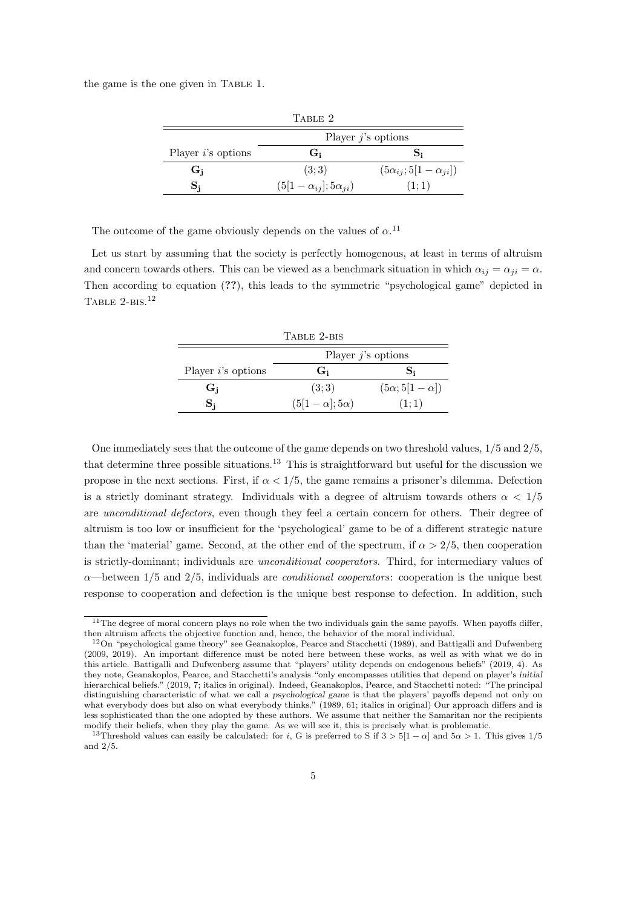the game is the one given in Table 1.

Table 2

| | Player $j$'s options | |
|---|---|---|
| Player $i$'s options | $\mathbf{G_i}$ | $\mathbf{S_i}$ |
| $\mathbf{G_j}$ | $(3;3)$ | $(5\alpha_{ij};5[1-\alpha_{ji}])$ |
| $\mathbf{S_j}$ | $(5[1-\alpha_{ij}];5\alpha_{ji})$ | $(1;1)$ |

The outcome of the game obviously depends on the values of $\alpha$.[11]

Let us start by assuming that the society is perfectly homogenous, at least in terms of altruism and concern towards others. This can be viewed as a benchmark situation in which $\alpha_{ij} = \alpha_{ji} = \alpha$. Then according to equation (**??**), this leads to the symmetric "psychological game" depicted in Table 2-bis.[12]

Table 2-bis

| | Player $j$'s options | |
|---|---|---|
| Player $i$'s options | $\mathbf{G_i}$ | $\mathbf{S_i}$ |
| $\mathbf{G_j}$ | $(3;3)$ | $(5\alpha;5[1-\alpha])$ |
| $\mathbf{S_j}$ | $(5[1-\alpha];5\alpha)$ | $(1;1)$ |

One immediately sees that the outcome of the game depends on two threshold values, $1/5$ and $2/5$, that determine three possible situations.[13] This is straightforward but useful for the discussion we propose in the next sections. First, if $\alpha < 1/5$, the game remains a prisoner's dilemma. Defection is a strictly dominant strategy. Individuals with a degree of altruism towards others $\alpha < 1/5$ are *unconditional defectors*, even though they feel a certain concern for others. Their degree of altruism is too low or insufficient for the 'psychological' game to be of a different strategic nature than the 'material' game. Second, at the other end of the spectrum, if $\alpha > 2/5$, then cooperation is strictly-dominant; individuals are *unconditional cooperators*. Third, for intermediary values of $\alpha$—between $1/5$ and $2/5$, individuals are *conditional cooperators*: cooperation is the unique best response to cooperation and defection is the unique best response to defection. In addition, such

---

[11] The degree of moral concern plays no role when the two individuals gain the same payoffs. When payoffs differ, then altruism affects the objective function and, hence, the behavior of the moral individual.

[12] On "psychological game theory" see Geanakoplos, Pearce and Stacchetti (1989), and Battigalli and Dufwenberg (2009, 2019). An important difference must be noted here between these works, as well as with what we do in this article. Battigalli and Dufwenberg assume that "players' utility depends on endogenous beliefs" (2019, 4). As they note, Geanakoplos, Pearce, and Stacchetti's analysis "only encompasses utilities that depend on player's *initial* hierarchical beliefs." (2019, 7; italics in original). Indeed, Geanakoplos, Pearce, and Stacchetti noted: "The principal distinguishing characteristic of what we call a *psychological game* is that the players' payoffs depend not only on what everybody does but also on what everybody thinks." (1989, 61; italics in original) Our approach differs and is less sophisticated than the one adopted by these authors. We assume that neither the Samaritan nor the recipients modify their beliefs, when they play the game. As we will see it, this is precisely what is problematic.

[13] Threshold values can easily be calculated: for $i$, G is preferred to S if $3 > 5[1-\alpha]$ and $5\alpha > 1$. This gives $1/5$ and $2/5$.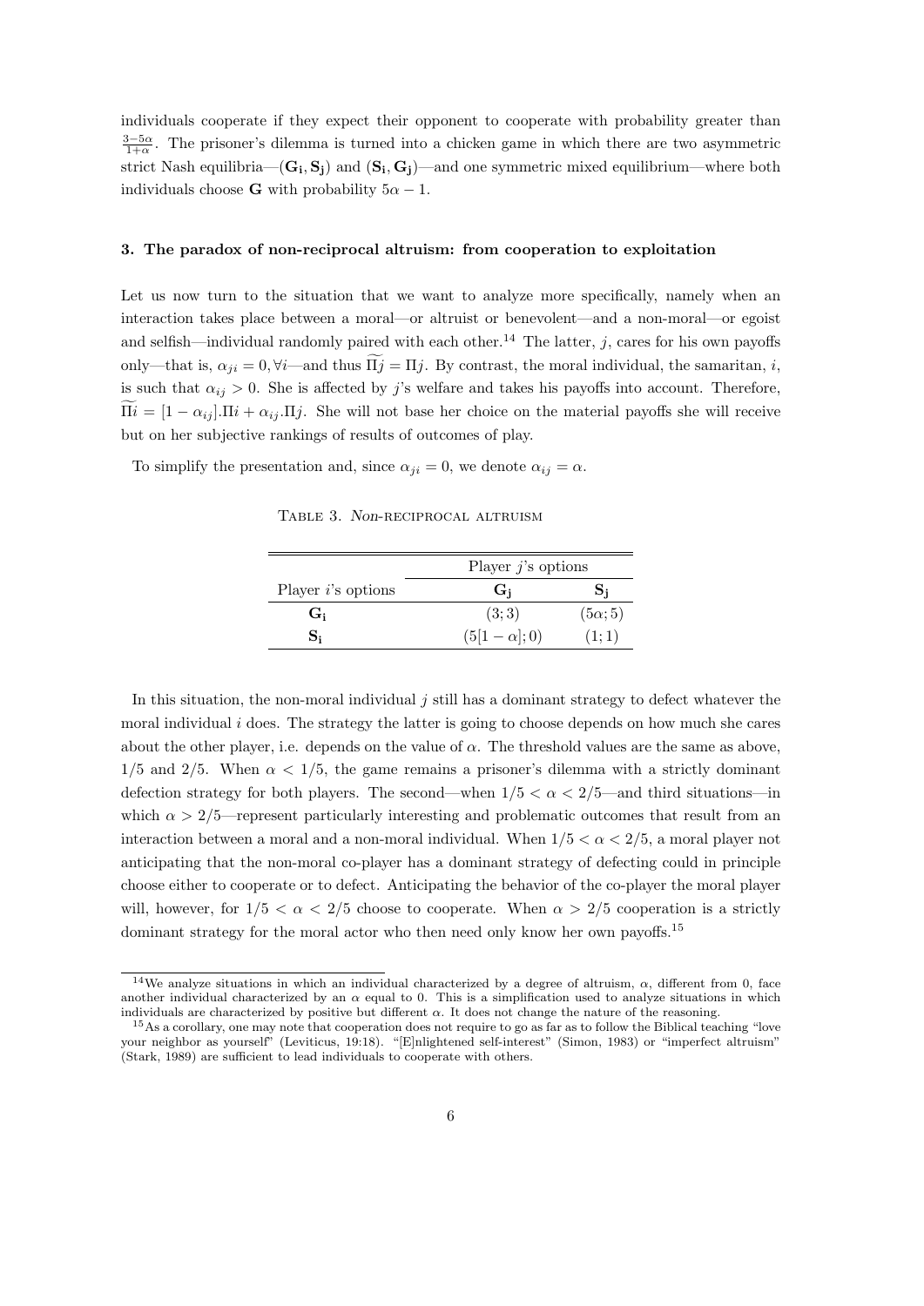individuals cooperate if they expect their opponent to cooperate with probability greater than $\frac{3-5\alpha}{1+\alpha}$. The prisoner's dilemma is turned into a chicken game in which there are two asymmetric strict Nash equilibria—$(\mathbf{G_i}, \mathbf{S_j})$ and $(\mathbf{S_i}, \mathbf{G_j})$—and one symmetric mixed equilibrium—where both individuals choose $\mathbf{G}$ with probability $5\alpha - 1$.

### 3. The paradox of non-reciprocal altruism: from cooperation to exploitation

Let us now turn to the situation that we want to analyze more specifically, namely when an interaction takes place between a moral—or altruist or benevolent—and a non-moral—or egoist and selfish—individual randomly paired with each other.[14] The latter, $j$, cares for his own payoffs only—that is, $\alpha_{ji} = 0, \forall i$—and thus $\widetilde{\Pi j} = \Pi j$. By contrast, the moral individual, the samaritan, $i$, is such that $\alpha_{ij} > 0$. She is affected by $j$'s welfare and takes his payoffs into account. Therefore, $\widetilde{\Pi i} = [1 - \alpha_{ij}].\Pi i + \alpha_{ij}.\Pi j$. She will not base her choice on the material payoffs she will receive but on her subjective rankings of results of outcomes of play.

To simplify the presentation and, since $\alpha_{ji} = 0$, we denote $\alpha_{ij} = \alpha$.

Table 3. *Non*-reciprocal altruism

| | Player $j$'s options | |
|---|---|---|
| Player $i$'s options | $\mathbf{G_j}$ | $\mathbf{S_j}$ |
| $\mathbf{G_i}$ | $(3;3)$ | $(5\alpha;5)$ |
| $\mathbf{S_i}$ | $(5[1-\alpha];0)$ | $(1;1)$ |

In this situation, the non-moral individual $j$ still has a dominant strategy to defect whatever the moral individual $i$ does. The strategy the latter is going to choose depends on how much she cares about the other player, i.e. depends on the value of $\alpha$. The threshold values are the same as above, $1/5$ and $2/5$. When $\alpha < 1/5$, the game remains a prisoner's dilemma with a strictly dominant defection strategy for both players. The second—when $1/5 < \alpha < 2/5$—and third situations—in which $\alpha > 2/5$—represent particularly interesting and problematic outcomes that result from an interaction between a moral and a non-moral individual. When $1/5 < \alpha < 2/5$, a moral player not anticipating that the non-moral co-player has a dominant strategy of defecting could in principle choose either to cooperate or to defect. Anticipating the behavior of the co-player the moral player will, however, for $1/5 < \alpha < 2/5$ choose to cooperate. When $\alpha > 2/5$ cooperation is a strictly dominant strategy for the moral actor who then need only know her own payoffs.[15]

[14] We analyze situations in which an individual characterized by a degree of altruism, $\alpha$, different from 0, face another individual characterized by an $\alpha$ equal to 0. This is a simplification used to analyze situations in which individuals are characterized by positive but different $\alpha$. It does not change the nature of the reasoning.

[15] As a corollary, one may note that cooperation does not require to go as far as to follow the Biblical teaching "love your neighbor as yourself" (Leviticus, 19:18). "[E]nlightened self-interest" (Simon, 1983) or "imperfect altruism" (Stark, 1989) are sufficient to lead individuals to cooperate with others.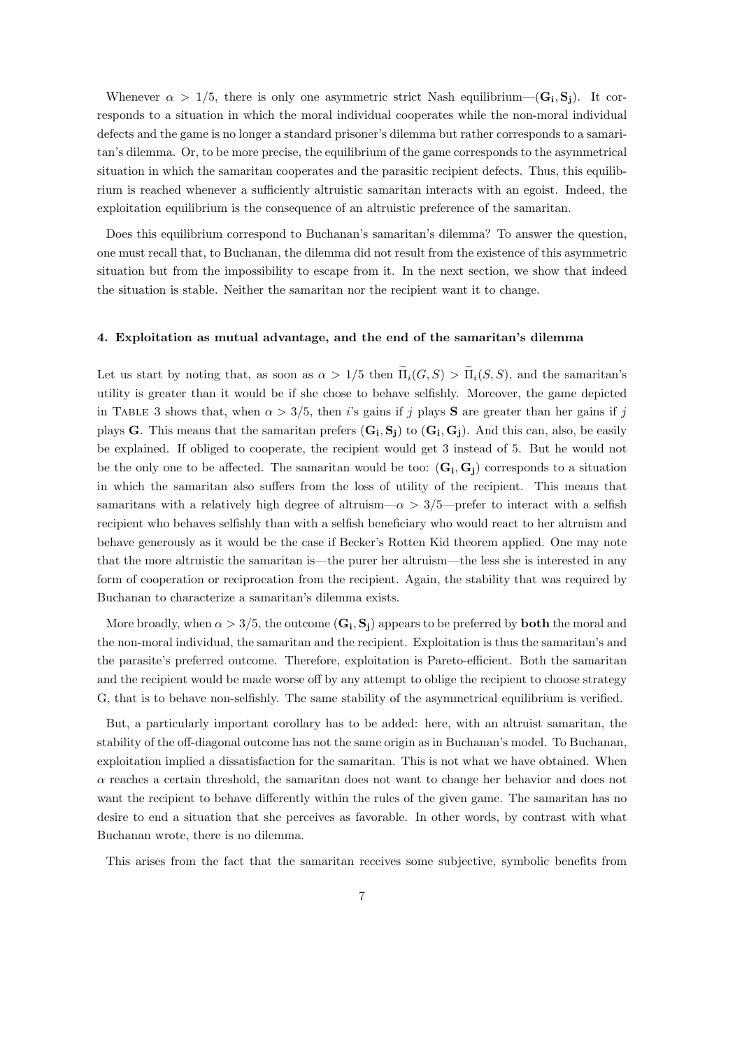Whenever $\alpha > 1/5$, there is only one asymmetric strict Nash equilibrium—$(\mathbf{G_i}, \mathbf{S_j})$. It corresponds to a situation in which the moral individual cooperates while the non-moral individual defects and the game is no longer a standard prisoner's dilemma but rather corresponds to a samaritan's dilemma. Or, to be more precise, the equilibrium of the game corresponds to the asymmetrical situation in which the samaritan cooperates and the parasitic recipient defects. Thus, this equilibrium is reached whenever a sufficiently altruistic samaritan interacts with an egoist. Indeed, the exploitation equilibrium is the consequence of an altruistic preference of the samaritan.

Does this equilibrium correspond to Buchanan's samaritan's dilemma? To answer the question, one must recall that, to Buchanan, the dilemma did not result from the existence of this asymmetric situation but from the impossibility to escape from it. In the next section, we show that indeed the situation is stable. Neither the samaritan nor the recipient want it to change.

#### 4. Exploitation as mutual advantage, and the end of the samaritan's dilemma

Let us start by noting that, as soon as $\alpha > 1/5$ then $\widetilde{\Pi}_i(G, S) > \widetilde{\Pi}_i(S, S)$, and the samaritan's utility is greater than it would be if she chose to behave selfishly. Moreover, the game depicted in Table 3 shows that, when $\alpha > 3/5$, then $i$'s gains if $j$ plays **S** are greater than her gains if $j$ plays **G**. This means that the samaritan prefers $(\mathbf{G_i}, \mathbf{S_j})$ to $(\mathbf{G_i}, \mathbf{G_j})$. And this can, also, be easily be explained. If obliged to cooperate, the recipient would get 3 instead of 5. But he would not be the only one to be affected. The samaritan would be too: $(\mathbf{G_i}, \mathbf{G_j})$ corresponds to a situation in which the samaritan also suffers from the loss of utility of the recipient. This means that samaritans with a relatively high degree of altruism—$\alpha > 3/5$—prefer to interact with a selfish recipient who behaves selfishly than with a selfish beneficiary who would react to her altruism and behave generously as it would be the case if Becker's Rotten Kid theorem applied. One may note that the more altruistic the samaritan is—the purer her altruism—the less she is interested in any form of cooperation or reciprocation from the recipient. Again, the stability that was required by Buchanan to characterize a samaritan's dilemma exists.

More broadly, when $\alpha > 3/5$, the outcome $(\mathbf{G_i}, \mathbf{S_j})$ appears to be preferred by **both** the moral and the non-moral individual, the samaritan and the recipient. Exploitation is thus the samaritan's and the parasite's preferred outcome. Therefore, exploitation is Pareto-efficient. Both the samaritan and the recipient would be made worse off by any attempt to oblige the recipient to choose strategy G, that is to behave non-selfishly. The same stability of the asymmetrical equilibrium is verified.

But, a particularly important corollary has to be added: here, with an altruist samaritan, the stability of the off-diagonal outcome has not the same origin as in Buchanan's model. To Buchanan, exploitation implied a dissatisfaction for the samaritan. This is not what we have obtained. When $\alpha$ reaches a certain threshold, the samaritan does not want to change her behavior and does not want the recipient to behave differently within the rules of the given game. The samaritan has no desire to end a situation that she perceives as favorable. In other words, by contrast with what Buchanan wrote, there is no dilemma.

This arises from the fact that the samaritan receives some subjective, symbolic benefits from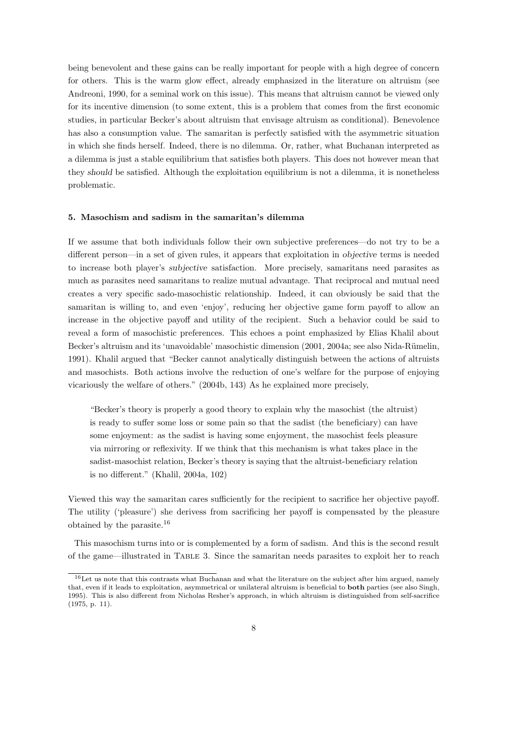being benevolent and these gains can be really important for people with a high degree of concern for others. This is the warm glow effect, already emphasized in the literature on altruism (see Andreoni, 1990, for a seminal work on this issue). This means that altruism cannot be viewed only for its incentive dimension (to some extent, this is a problem that comes from the first economic studies, in particular Becker's about altruism that envisage altruism as conditional). Benevolence has also a consumption value. The samaritan is perfectly satisfied with the asymmetric situation in which she finds herself. Indeed, there is no dilemma. Or, rather, what Buchanan interpreted as a dilemma is just a stable equilibrium that satisfies both players. This does not however mean that they *should* be satisfied. Although the exploitation equilibrium is not a dilemma, it is nonetheless problematic.

### 5. Masochism and sadism in the samaritan's dilemma

If we assume that both individuals follow their own subjective preferences—do not try to be a different person—in a set of given rules, it appears that exploitation in *objective* terms is needed to increase both player's *subjective* satisfaction. More precisely, samaritans need parasites as much as parasites need samaritans to realize mutual advantage. That reciprocal and mutual need creates a very specific sado-masochistic relationship. Indeed, it can obviously be said that the samaritan is willing to, and even 'enjoy', reducing her objective game form payoff to allow an increase in the objective payoff and utility of the recipient. Such a behavior could be said to reveal a form of masochistic preferences. This echoes a point emphasized by Elias Khalil about Becker's altruism and its 'unavoidable' masochistic dimension (2001, 2004a; see also Nida-Rümelin, 1991). Khalil argued that "Becker cannot analytically distinguish between the actions of altruists and masochists. Both actions involve the reduction of one's welfare for the purpose of enjoying vicariously the welfare of others." (2004b, 143) As he explained more precisely,

> "Becker's theory is properly a good theory to explain why the masochist (the altruist) is ready to suffer some loss or some pain so that the sadist (the beneficiary) can have some enjoyment: as the sadist is having some enjoyment, the masochist feels pleasure via mirroring or reflexivity. If we think that this mechanism is what takes place in the sadist-masochist relation, Becker's theory is saying that the altruist-beneficiary relation is no different." (Khalil, 2004a, 102)

Viewed this way the samaritan cares sufficiently for the recipient to sacrifice her objective payoff. The utility ('pleasure') she derivess from sacrificing her payoff is compensated by the pleasure obtained by the parasite.[16]

This masochism turns into or is complemented by a form of sadism. And this is the second result of the game—illustrated in Table 3. Since the samaritan needs parasites to exploit her to reach

[16] Let us note that this contrasts what Buchanan and what the literature on the subject after him argued, namely that, even if it leads to exploitation, asymmetrical or unilateral altruism is beneficial to **both** parties (see also Singh, 1995). This is also different from Nicholas Resher's approach, in which altruism is distinguished from self-sacrifice (1975, p. 11).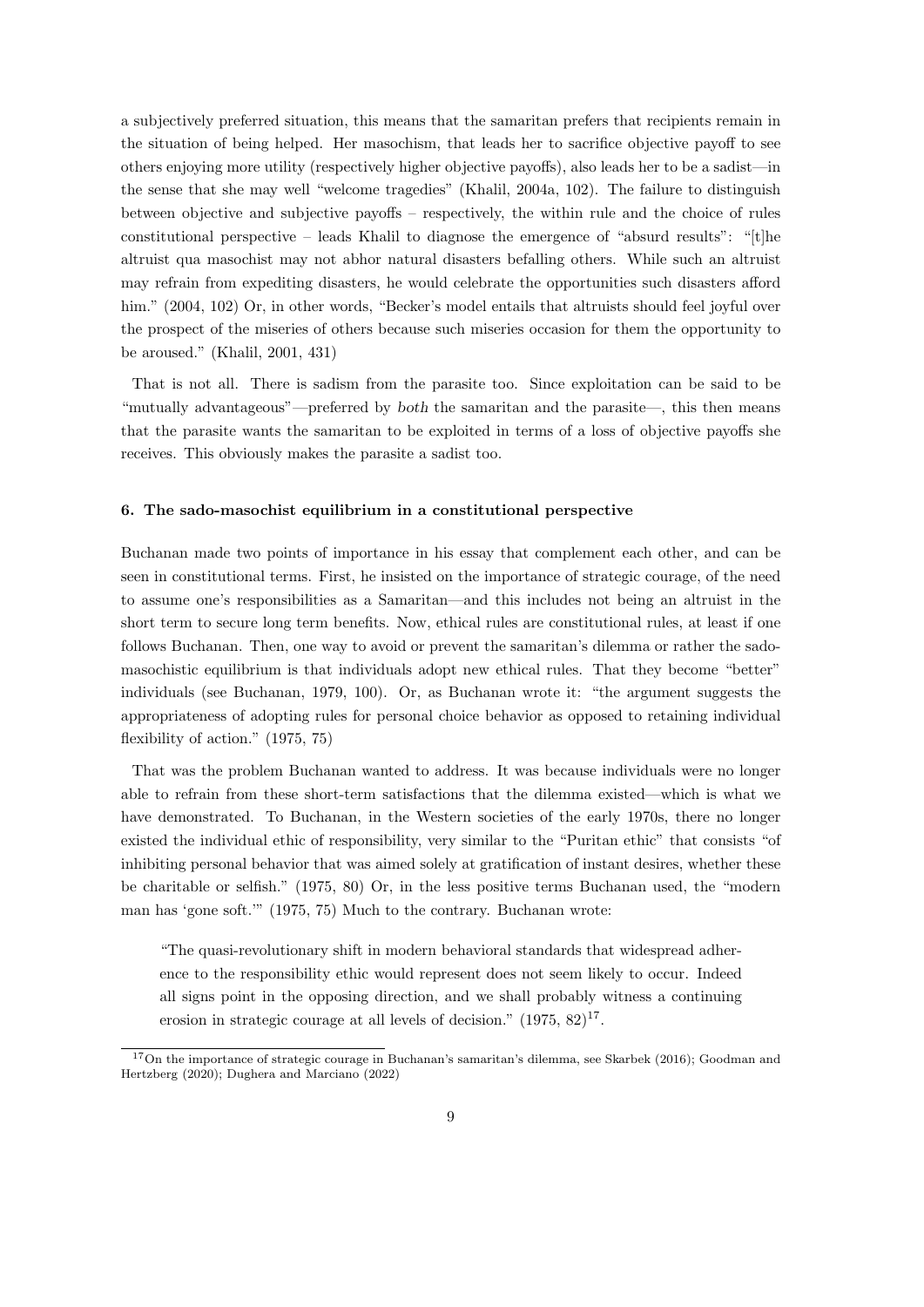a subjectively preferred situation, this means that the samaritan prefers that recipients remain in the situation of being helped. Her masochism, that leads her to sacrifice objective payoff to see others enjoying more utility (respectively higher objective payoffs), also leads her to be a sadist—in the sense that she may well "welcome tragedies" (Khalil, 2004a, 102). The failure to distinguish between objective and subjective payoffs – respectively, the within rule and the choice of rules constitutional perspective – leads Khalil to diagnose the emergence of "absurd results": "[t]he altruist qua masochist may not abhor natural disasters befalling others. While such an altruist may refrain from expediting disasters, he would celebrate the opportunities such disasters afford him." (2004, 102) Or, in other words, "Becker's model entails that altruists should feel joyful over the prospect of the miseries of others because such miseries occasion for them the opportunity to be aroused." (Khalil, 2001, 431)

That is not all. There is sadism from the parasite too. Since exploitation can be said to be "mutually advantageous"—preferred by *both* the samaritan and the parasite—, this then means that the parasite wants the samaritan to be exploited in terms of a loss of objective payoffs she receives. This obviously makes the parasite a sadist too.

#### 6. The sado-masochist equilibrium in a constitutional perspective

Buchanan made two points of importance in his essay that complement each other, and can be seen in constitutional terms. First, he insisted on the importance of strategic courage, of the need to assume one's responsibilities as a Samaritan—and this includes not being an altruist in the short term to secure long term benefits. Now, ethical rules are constitutional rules, at least if one follows Buchanan. Then, one way to avoid or prevent the samaritan's dilemma or rather the sado-masochistic equilibrium is that individuals adopt new ethical rules. That they become "better" individuals (see Buchanan, 1979, 100). Or, as Buchanan wrote it: "the argument suggests the appropriateness of adopting rules for personal choice behavior as opposed to retaining individual flexibility of action." (1975, 75)

That was the problem Buchanan wanted to address. It was because individuals were no longer able to refrain from these short-term satisfactions that the dilemma existed—which is what we have demonstrated. To Buchanan, in the Western societies of the early 1970s, there no longer existed the individual ethic of responsibility, very similar to the "Puritan ethic" that consists "of inhibiting personal behavior that was aimed solely at gratification of instant desires, whether these be charitable or selfish." (1975, 80) Or, in the less positive terms Buchanan used, the "modern man has 'gone soft.'" (1975, 75) Much to the contrary. Buchanan wrote:

> "The quasi-revolutionary shift in modern behavioral standards that widespread adherence to the responsibility ethic would represent does not seem likely to occur. Indeed all signs point in the opposing direction, and we shall probably witness a continuing erosion in strategic courage at all levels of decision." (1975, 82)[17].

[17] On the importance of strategic courage in Buchanan's samaritan's dilemma, see Skarbek (2016); Goodman and Hertzberg (2020); Dughera and Marciano (2022)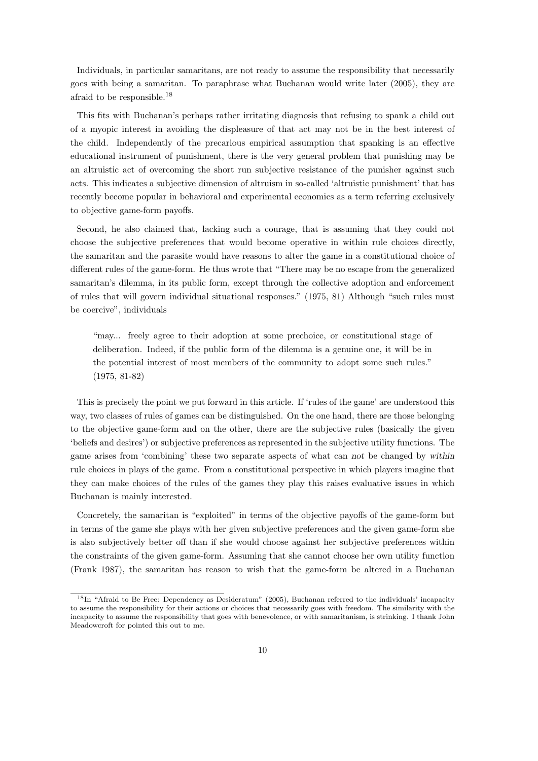Individuals, in particular samaritans, are not ready to assume the responsibility that necessarily goes with being a samaritan. To paraphrase what Buchanan would write later (2005), they are afraid to be responsible.[18]

This fits with Buchanan's perhaps rather irritating diagnosis that refusing to spank a child out of a myopic interest in avoiding the displeasure of that act may not be in the best interest of the child. Independently of the precarious empirical assumption that spanking is an effective educational instrument of punishment, there is the very general problem that punishing may be an altruistic act of overcoming the short run subjective resistance of the punisher against such acts. This indicates a subjective dimension of altruism in so-called 'altruistic punishment' that has recently become popular in behavioral and experimental economics as a term referring exclusively to objective game-form payoffs.

Second, he also claimed that, lacking such a courage, that is assuming that they could not choose the subjective preferences that would become operative in within rule choices directly, the samaritan and the parasite would have reasons to alter the game in a constitutional choice of different rules of the game-form. He thus wrote that "There may be no escape from the generalized samaritan's dilemma, in its public form, except through the collective adoption and enforcement of rules that will govern individual situational responses." (1975, 81) Although "such rules must be coercive", individuals

> "may... freely agree to their adoption at some prechoice, or constitutional stage of deliberation. Indeed, if the public form of the dilemma is a genuine one, it will be in the potential interest of most members of the community to adopt some such rules." (1975, 81-82)

This is precisely the point we put forward in this article. If 'rules of the game' are understood this way, two classes of rules of games can be distinguished. On the one hand, there are those belonging to the objective game-form and on the other, there are the subjective rules (basically the given 'beliefs and desires') or subjective preferences as represented in the subjective utility functions. The game arises from 'combining' these two separate aspects of what can *not* be changed by *within* rule choices in plays of the game. From a constitutional perspective in which players imagine that they can make choices of the rules of the games they play this raises evaluative issues in which Buchanan is mainly interested.

Concretely, the samaritan is "exploited" in terms of the objective payoffs of the game-form but in terms of the game she plays with her given subjective preferences and the given game-form she is also subjectively better off than if she would choose against her subjective preferences within the constraints of the given game-form. Assuming that she cannot choose her own utility function (Frank 1987), the samaritan has reason to wish that the game-form be altered in a Buchanan

[18] In "Afraid to Be Free: Dependency as Desideratum" (2005), Buchanan referred to the individuals' incapacity to assume the responsibility for their actions or choices that necessarily goes with freedom. The similarity with the incapacity to assume the responsibility that goes with benevolence, or with samaritanism, is striking. I thank John Meadowcroft for pointed this out to me.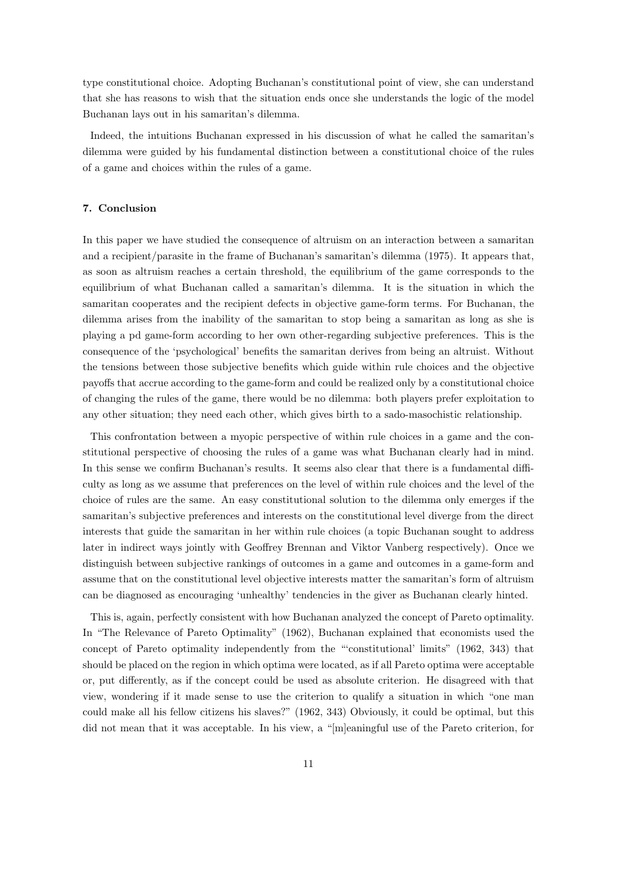type constitutional choice. Adopting Buchanan's constitutional point of view, she can understand that she has reasons to wish that the situation ends once she understands the logic of the model Buchanan lays out in his samaritan's dilemma.

Indeed, the intuitions Buchanan expressed in his discussion of what he called the samaritan's dilemma were guided by his fundamental distinction between a constitutional choice of the rules of a game and choices within the rules of a game.

### 7. Conclusion

In this paper we have studied the consequence of altruism on an interaction between a samaritan and a recipient/parasite in the frame of Buchanan's samaritan's dilemma (1975). It appears that, as soon as altruism reaches a certain threshold, the equilibrium of the game corresponds to the equilibrium of what Buchanan called a samaritan's dilemma. It is the situation in which the samaritan cooperates and the recipient defects in objective game-form terms. For Buchanan, the dilemma arises from the inability of the samaritan to stop being a samaritan as long as she is playing a pd game-form according to her own other-regarding subjective preferences. This is the consequence of the 'psychological' benefits the samaritan derives from being an altruist. Without the tensions between those subjective benefits which guide within rule choices and the objective payoffs that accrue according to the game-form and could be realized only by a constitutional choice of changing the rules of the game, there would be no dilemma: both players prefer exploitation to any other situation; they need each other, which gives birth to a sado-masochistic relationship.

This confrontation between a myopic perspective of within rule choices in a game and the constitutional perspective of choosing the rules of a game was what Buchanan clearly had in mind. In this sense we confirm Buchanan's results. It seems also clear that there is a fundamental difficulty as long as we assume that preferences on the level of within rule choices and the level of the choice of rules are the same. An easy constitutional solution to the dilemma only emerges if the samaritan's subjective preferences and interests on the constitutional level diverge from the direct interests that guide the samaritan in her within rule choices (a topic Buchanan sought to address later in indirect ways jointly with Geoffrey Brennan and Viktor Vanberg respectively). Once we distinguish between subjective rankings of outcomes in a game and outcomes in a game-form and assume that on the constitutional level objective interests matter the samaritan's form of altruism can be diagnosed as encouraging 'unhealthy' tendencies in the giver as Buchanan clearly hinted.

This is, again, perfectly consistent with how Buchanan analyzed the concept of Pareto optimality. In "The Relevance of Pareto Optimality" (1962), Buchanan explained that economists used the concept of Pareto optimality independently from the "'constitutional' limits" (1962, 343) that should be placed on the region in which optima were located, as if all Pareto optima were acceptable or, put differently, as if the concept could be used as absolute criterion. He disagreed with that view, wondering if it made sense to use the criterion to qualify a situation in which "one man could make all his fellow citizens his slaves?" (1962, 343) Obviously, it could be optimal, but this did not mean that it was acceptable. In his view, a "[m]eaningful use of the Pareto criterion, for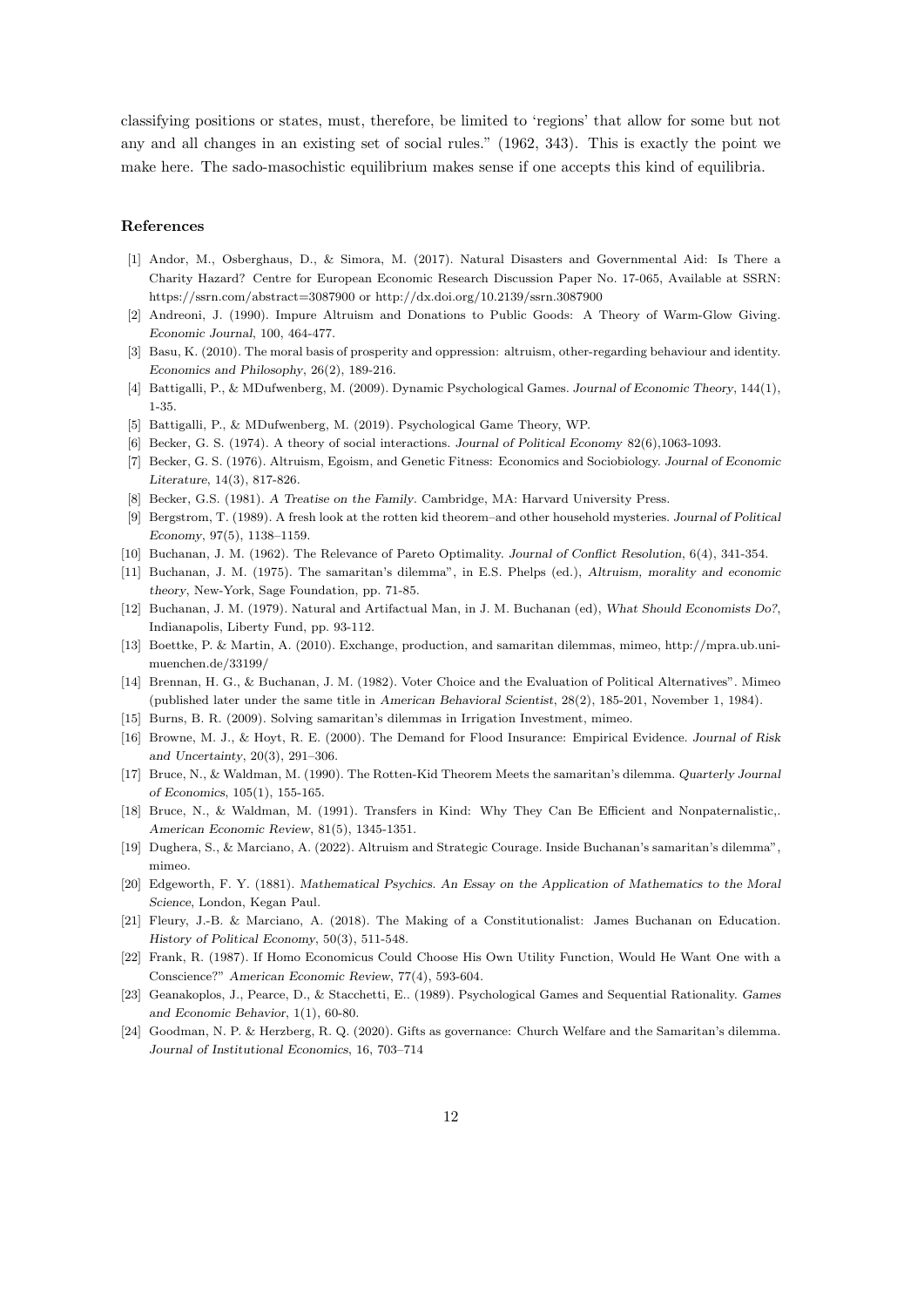classifying positions or states, must, therefore, be limited to 'regions' that allow for some but not any and all changes in an existing set of social rules." (1962, 343). This is exactly the point we make here. The sado-masochistic equilibrium makes sense if one accepts this kind of equilibria.

## References

[1] Andor, M., Osberghaus, D., & Simora, M. (2017). Natural Disasters and Governmental Aid: Is There a Charity Hazard? Centre for European Economic Research Discussion Paper No. 17-065, Available at SSRN: https://ssrn.com/abstract=3087900 or http://dx.doi.org/10.2139/ssrn.3087900

[2] Andreoni, J. (1990). Impure Altruism and Donations to Public Goods: A Theory of Warm-Glow Giving. *Economic Journal*, 100, 464-477.

[3] Basu, K. (2010). The moral basis of prosperity and oppression: altruism, other-regarding behaviour and identity. *Economics and Philosophy*, 26(2), 189-216.

[4] Battigalli, P., & MDufwenberg, M. (2009). Dynamic Psychological Games. *Journal of Economic Theory*, 144(1), 1-35.

[5] Battigalli, P., & MDufwenberg, M. (2019). Psychological Game Theory, WP.

[6] Becker, G. S. (1974). A theory of social interactions. *Journal of Political Economy* 82(6),1063-1093.

[7] Becker, G. S. (1976). Altruism, Egoism, and Genetic Fitness: Economics and Sociobiology. *Journal of Economic Literature*, 14(3), 817-826.

[8] Becker, G.S. (1981). *A Treatise on the Family*. Cambridge, MA: Harvard University Press.

[9] Bergstrom, T. (1989). A fresh look at the rotten kid theorem–and other household mysteries. *Journal of Political Economy*, 97(5), 1138–1159.

[10] Buchanan, J. M. (1962). The Relevance of Pareto Optimality. *Journal of Conflict Resolution*, 6(4), 341-354.

[11] Buchanan, J. M. (1975). The samaritan's dilemma", in E.S. Phelps (ed.), *Altruism, morality and economic theory*, New-York, Sage Foundation, pp. 71-85.

[12] Buchanan, J. M. (1979). Natural and Artifactual Man, in J. M. Buchanan (ed), *What Should Economists Do?*, Indianapolis, Liberty Fund, pp. 93-112.

[13] Boettke, P. & Martin, A. (2010). Exchange, production, and samaritan dilemmas, mimeo, http://mpra.ub.uni-muenchen.de/33199/

[14] Brennan, H. G., & Buchanan, J. M. (1982). Voter Choice and the Evaluation of Political Alternatives". Mimeo (published later under the same title in *American Behavioral Scientist*, 28(2), 185-201, November 1, 1984).

[15] Burns, B. R. (2009). Solving samaritan's dilemmas in Irrigation Investment, mimeo.

[16] Browne, M. J., & Hoyt, R. E. (2000). The Demand for Flood Insurance: Empirical Evidence. *Journal of Risk and Uncertainty*, 20(3), 291–306.

[17] Bruce, N., & Waldman, M. (1990). The Rotten-Kid Theorem Meets the samaritan's dilemma. *Quarterly Journal of Economics*, 105(1), 155-165.

[18] Bruce, N., & Waldman, M. (1991). Transfers in Kind: Why They Can Be Efficient and Nonpaternalistic,. *American Economic Review*, 81(5), 1345-1351.

[19] Dughera, S., & Marciano, A. (2022). Altruism and Strategic Courage. Inside Buchanan's samaritan's dilemma", mimeo.

[20] Edgeworth, F. Y. (1881). *Mathematical Psychics. An Essay on the Application of Mathematics to the Moral Science*, London, Kegan Paul.

[21] Fleury, J.-B. & Marciano, A. (2018). The Making of a Constitutionalist: James Buchanan on Education. *History of Political Economy*, 50(3), 511-548.

[22] Frank, R. (1987). If Homo Economicus Could Choose His Own Utility Function, Would He Want One with a Conscience?" *American Economic Review*, 77(4), 593-604.

[23] Geanakoplos, J., Pearce, D., & Stacchetti, E.. (1989). Psychological Games and Sequential Rationality. *Games and Economic Behavior*, 1(1), 60-80.

[24] Goodman, N. P. & Herzberg, R. Q. (2020). Gifts as governance: Church Welfare and the Samaritan's dilemma. *Journal of Institutional Economics*, 16, 703–714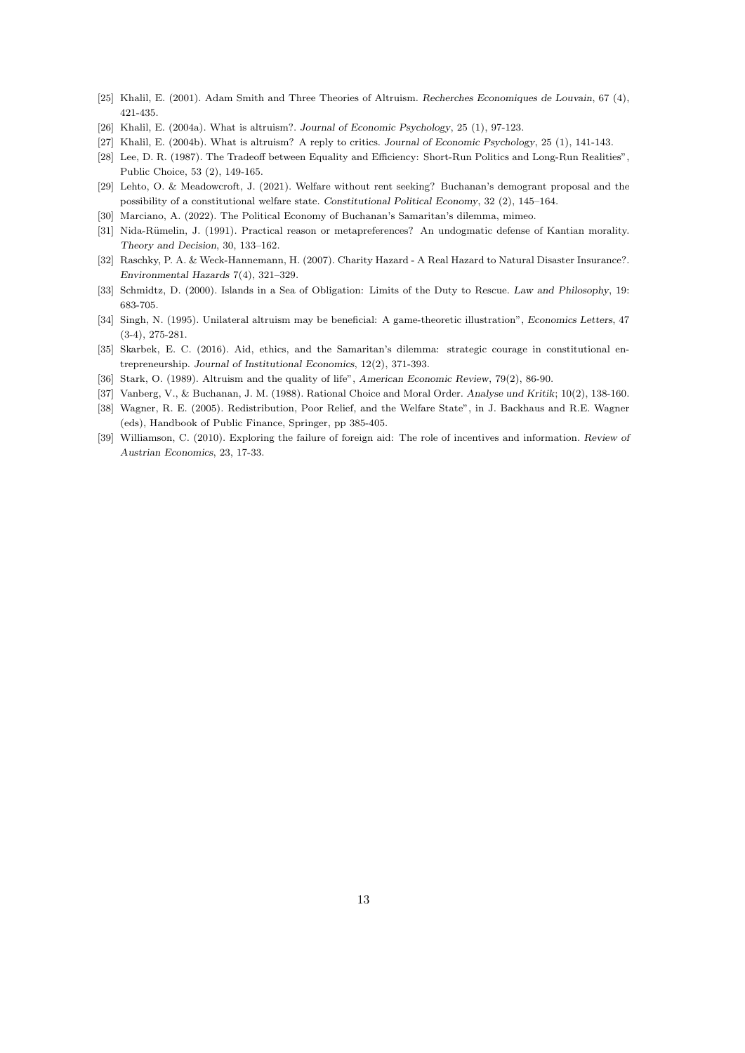[25] Khalil, E. (2001). Adam Smith and Three Theories of Altruism. *Recherches Economiques de Louvain*, 67 (4), 421-435.

[26] Khalil, E. (2004a). What is altruism?. *Journal of Economic Psychology*, 25 (1), 97-123.

[27] Khalil, E. (2004b). What is altruism? A reply to critics. *Journal of Economic Psychology*, 25 (1), 141-143.

[28] Lee, D. R. (1987). The Tradeoff between Equality and Efficiency: Short-Run Politics and Long-Run Realities", Public Choice, 53 (2), 149-165.

[29] Lehto, O. & Meadowcroft, J. (2021). Welfare without rent seeking? Buchanan's demogrant proposal and the possibility of a constitutional welfare state. *Constitutional Political Economy*, 32 (2), 145–164.

[30] Marciano, A. (2022). The Political Economy of Buchanan's Samaritan's dilemma, mimeo.

[31] Nida-Rümelin, J. (1991). Practical reason or metapreferences? An undogmatic defense of Kantian morality. *Theory and Decision*, 30, 133–162.

[32] Raschky, P. A. & Weck-Hannemann, H. (2007). Charity Hazard - A Real Hazard to Natural Disaster Insurance?. *Environmental Hazards* 7(4), 321–329.

[33] Schmidtz, D. (2000). Islands in a Sea of Obligation: Limits of the Duty to Rescue. *Law and Philosophy*, 19: 683-705.

[34] Singh, N. (1995). Unilateral altruism may be beneficial: A game-theoretic illustration", *Economics Letters*, 47 (3-4), 275-281.

[35] Skarbek, E. C. (2016). Aid, ethics, and the Samaritan's dilemma: strategic courage in constitutional entrepreneurship. *Journal of Institutional Economics*, 12(2), 371-393.

[36] Stark, O. (1989). Altruism and the quality of life", *American Economic Review*, 79(2), 86-90.

[37] Vanberg, V., & Buchanan, J. M. (1988). Rational Choice and Moral Order. *Analyse und Kritik*; 10(2), 138-160.

[38] Wagner, R. E. (2005). Redistribution, Poor Relief, and the Welfare State", in J. Backhaus and R.E. Wagner (eds), Handbook of Public Finance, Springer, pp 385-405.

[39] Williamson, C. (2010). Exploring the failure of foreign aid: The role of incentives and information. *Review of Austrian Economics*, 23, 17-33.